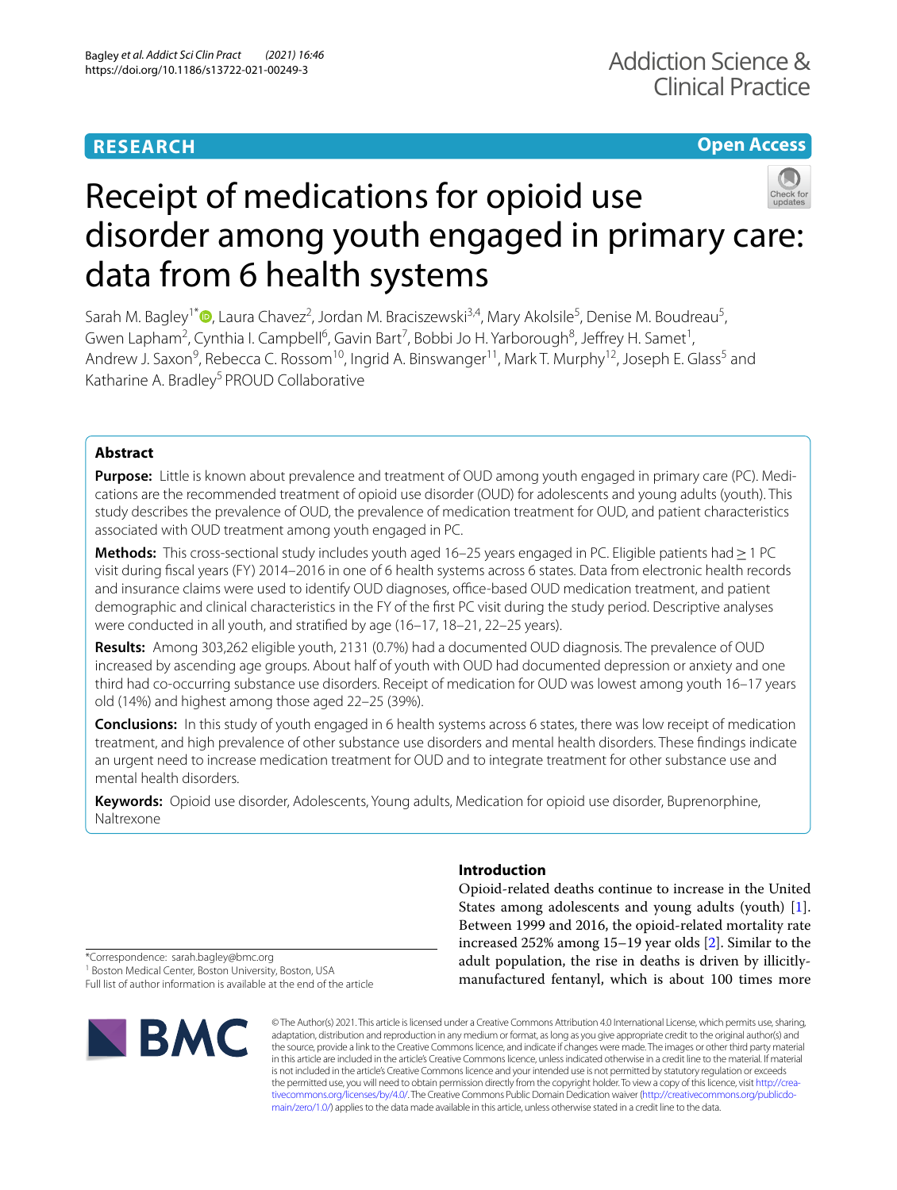**RESEARCH** **Open Access**

# Receipt of medications for opioid use disorder among youth engaged in primary care: data from 6 health systems

Sarah M. Bagley[1*], Laura Chavez[2], Jordan M. Braciszewski[3,4], Mary Akolsile[5], Denise M. Boudreau[5], Gwen Lapham[2], Cynthia I. Campbell[6], Gavin Bart[7], Bobbi Jo H. Yarborough[8], Jeffrey H. Samet[1], Andrew J. Saxon[9], Rebecca C. Rossom[10], Ingrid A. Binswanger[11], Mark T. Murphy[12], Joseph E. Glass[5] and Katharine A. Bradley[5] PROUD Collaborative

## Abstract

**Purpose:** Little is known about prevalence and treatment of OUD among youth engaged in primary care (PC). Medications are the recommended treatment of opioid use disorder (OUD) for adolescents and young adults (youth). This study describes the prevalence of OUD, the prevalence of medication treatment for OUD, and patient characteristics associated with OUD treatment among youth engaged in PC.

**Methods:** This cross-sectional study includes youth aged 16–25 years engaged in PC. Eligible patients had ≥ 1 PC visit during fiscal years (FY) 2014–2016 in one of 6 health systems across 6 states. Data from electronic health records and insurance claims were used to identify OUD diagnoses, office-based OUD medication treatment, and patient demographic and clinical characteristics in the FY of the first PC visit during the study period. Descriptive analyses were conducted in all youth, and stratified by age (16–17, 18–21, 22–25 years).

**Results:** Among 303,262 eligible youth, 2131 (0.7%) had a documented OUD diagnosis. The prevalence of OUD increased by ascending age groups. About half of youth with OUD had documented depression or anxiety and one third had co-occurring substance use disorders. Receipt of medication for OUD was lowest among youth 16–17 years old (14%) and highest among those aged 22–25 (39%).

**Conclusions:** In this study of youth engaged in 6 health systems across 6 states, there was low receipt of medication treatment, and high prevalence of other substance use disorders and mental health disorders. These findings indicate an urgent need to increase medication treatment for OUD and to integrate treatment for other substance use and mental health disorders.

**Keywords:** Opioid use disorder, Adolescents, Young adults, Medication for opioid use disorder, Buprenorphine, Naltrexone

*Correspondence: sarah.bagley@bmc.org
[1] Boston Medical Center, Boston University, Boston, USA
Full list of author information is available at the end of the article

## Introduction

Opioid-related deaths continue to increase in the United States among adolescents and young adults (youth) [1]. Between 1999 and 2016, the opioid-related mortality rate increased 252% among 15–19 year olds [2]. Similar to the adult population, the rise in deaths is driven by illicitly-manufactured fentanyl, which is about 100 times more

© The Author(s) 2021. This article is licensed under a Creative Commons Attribution 4.0 International License, which permits use, sharing, adaptation, distribution and reproduction in any medium or format, as long as you give appropriate credit to the original author(s) and the source, provide a link to the Creative Commons licence, and indicate if changes were made. The images or other third party material in this article are included in the article's Creative Commons licence, unless indicated otherwise in a credit line to the material. If material is not included in the article's Creative Commons licence and your intended use is not permitted by statutory regulation or exceeds the permitted use, you will need to obtain permission directly from the copyright holder. To view a copy of this licence, visit http://creativecommons.org/licenses/by/4.0/. The Creative Commons Public Domain Dedication waiver (http://creativecommons.org/publicdomain/zero/1.0/) applies to the data made available in this article, unless otherwise stated in a credit line to the data.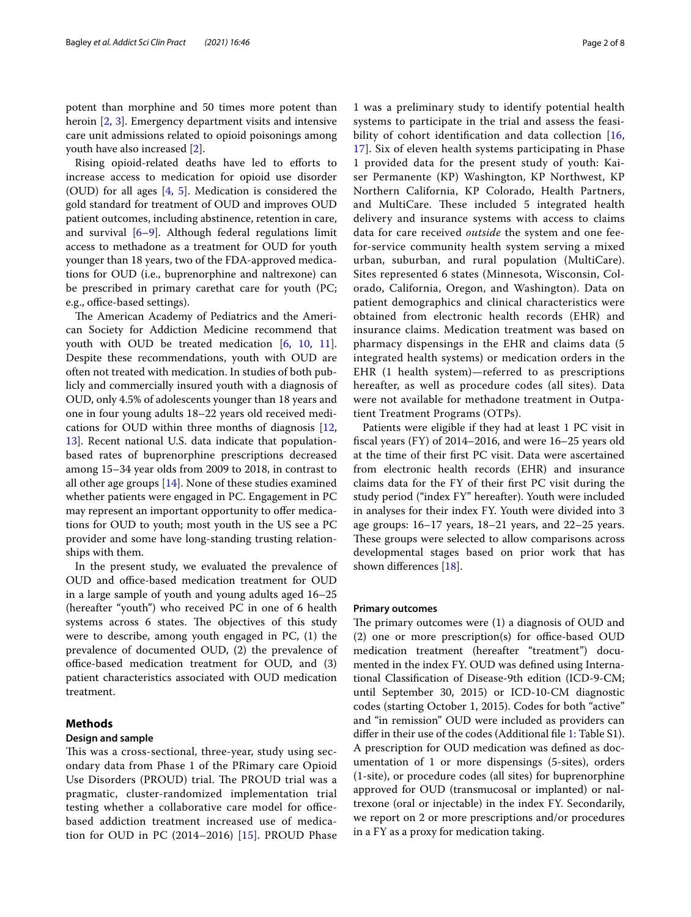potent than morphine and 50 times more potent than heroin [2, 3]. Emergency department visits and intensive care unit admissions related to opioid poisonings among youth have also increased [2].

Rising opioid-related deaths have led to efforts to increase access to medication for opioid use disorder (OUD) for all ages [4, 5]. Medication is considered the gold standard for treatment of OUD and improves OUD patient outcomes, including abstinence, retention in care, and survival [6–9]. Although federal regulations limit access to methadone as a treatment for OUD for youth younger than 18 years, two of the FDA-approved medications for OUD (i.e., buprenorphine and naltrexone) can be prescribed in primary carethat care for youth (PC; e.g., office-based settings).

The American Academy of Pediatrics and the American Society for Addiction Medicine recommend that youth with OUD be treated medication [6, 10, 11]. Despite these recommendations, youth with OUD are often not treated with medication. In studies of both publicly and commercially insured youth with a diagnosis of OUD, only 4.5% of adolescents younger than 18 years and one in four young adults 18–22 years old received medications for OUD within three months of diagnosis [12, 13]. Recent national U.S. data indicate that population-based rates of buprenorphine prescriptions decreased among 15–34 year olds from 2009 to 2018, in contrast to all other age groups [14]. None of these studies examined whether patients were engaged in PC. Engagement in PC may represent an important opportunity to offer medications for OUD to youth; most youth in the US see a PC provider and some have long-standing trusting relationships with them.

In the present study, we evaluated the prevalence of OUD and office-based medication treatment for OUD in a large sample of youth and young adults aged 16–25 (hereafter "youth") who received PC in one of 6 health systems across 6 states. The objectives of this study were to describe, among youth engaged in PC, (1) the prevalence of documented OUD, (2) the prevalence of office-based medication treatment for OUD, and (3) patient characteristics associated with OUD medication treatment.

## Methods

### Design and sample

This was a cross-sectional, three-year, study using secondary data from Phase 1 of the PRimary care Opioid Use Disorders (PROUD) trial. The PROUD trial was a pragmatic, cluster-randomized implementation trial testing whether a collaborative care model for office-based addiction treatment increased use of medication for OUD in PC (2014–2016) [15]. PROUD Phase 1 was a preliminary study to identify potential health systems to participate in the trial and assess the feasibility of cohort identification and data collection [16, 17]. Six of eleven health systems participating in Phase 1 provided data for the present study of youth: Kaiser Permanente (KP) Washington, KP Northwest, KP Northern California, KP Colorado, Health Partners, and MultiCare. These included 5 integrated health delivery and insurance systems with access to claims data for care received *outside* the system and one fee-for-service community health system serving a mixed urban, suburban, and rural population (MultiCare). Sites represented 6 states (Minnesota, Wisconsin, Colorado, California, Oregon, and Washington). Data on patient demographics and clinical characteristics were obtained from electronic health records (EHR) and insurance claims. Medication treatment was based on pharmacy dispensings in the EHR and claims data (5 integrated health systems) or medication orders in the EHR (1 health system)—referred to as prescriptions hereafter, as well as procedure codes (all sites). Data were not available for methadone treatment in Outpatient Treatment Programs (OTPs).

Patients were eligible if they had at least 1 PC visit in fiscal years (FY) of 2014–2016, and were 16–25 years old at the time of their first PC visit. Data were ascertained from electronic health records (EHR) and insurance claims data for the FY of their first PC visit during the study period ("index FY" hereafter). Youth were included in analyses for their index FY. Youth were divided into 3 age groups: 16–17 years, 18–21 years, and 22–25 years. These groups were selected to allow comparisons across developmental stages based on prior work that has shown differences [18].

### Primary outcomes

The primary outcomes were (1) a diagnosis of OUD and (2) one or more prescription(s) for office-based OUD medication treatment (hereafter "treatment") documented in the index FY. OUD was defined using International Classification of Disease-9th edition (ICD-9-CM; until September 30, 2015) or ICD-10-CM diagnostic codes (starting October 1, 2015). Codes for both "active" and "in remission" OUD were included as providers can differ in their use of the codes (Additional file 1: Table S1). A prescription for OUD medication was defined as documentation of 1 or more dispensings (5-sites), orders (1-site), or procedure codes (all sites) for buprenorphine approved for OUD (transmucosal or implanted) or naltrexone (oral or injectable) in the index FY. Secondarily, we report on 2 or more prescriptions and/or procedures in a FY as a proxy for medication taking.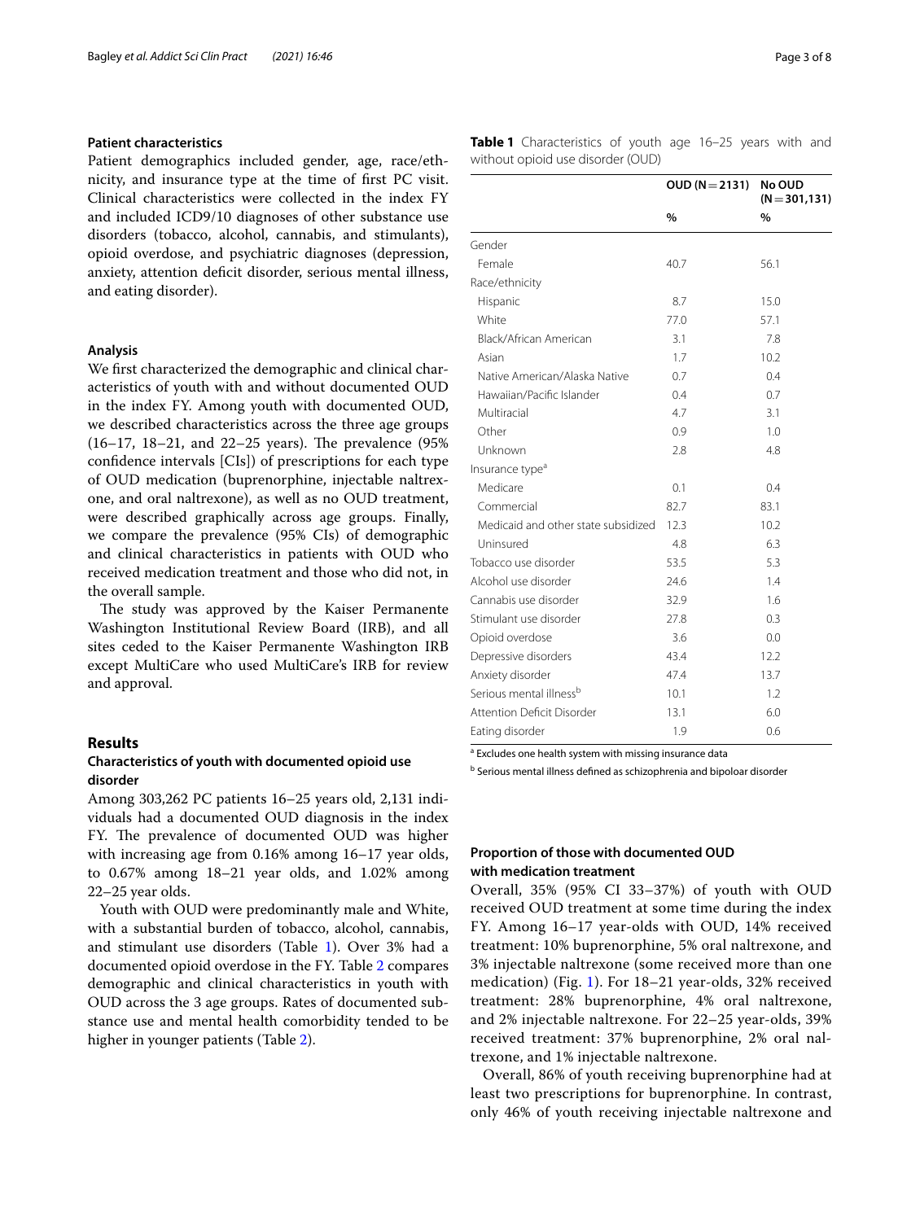### Patient characteristics

Patient demographics included gender, age, race/ethnicity, and insurance type at the time of first PC visit. Clinical characteristics were collected in the index FY and included ICD9/10 diagnoses of other substance use disorders (tobacco, alcohol, cannabis, and stimulants), opioid overdose, and psychiatric diagnoses (depression, anxiety, attention deficit disorder, serious mental illness, and eating disorder).

### Analysis

We first characterized the demographic and clinical characteristics of youth with and without documented OUD in the index FY. Among youth with documented OUD, we described characteristics across the three age groups (16–17, 18–21, and 22–25 years). The prevalence (95% confidence intervals [CIs]) of prescriptions for each type of OUD medication (buprenorphine, injectable naltrexone, and oral naltrexone), as well as no OUD treatment, were described graphically across age groups. Finally, we compare the prevalence (95% CIs) of demographic and clinical characteristics in patients with OUD who received medication treatment and those who did not, in the overall sample.

The study was approved by the Kaiser Permanente Washington Institutional Review Board (IRB), and all sites ceded to the Kaiser Permanente Washington IRB except MultiCare who used MultiCare's IRB for review and approval.

## Results

### Characteristics of youth with documented opioid use disorder

Among 303,262 PC patients 16–25 years old, 2,131 individuals had a documented OUD diagnosis in the index FY. The prevalence of documented OUD was higher with increasing age from 0.16% among 16–17 year olds, to 0.67% among 18–21 year olds, and 1.02% among 22–25 year olds.

Youth with OUD were predominantly male and White, with a substantial burden of tobacco, alcohol, cannabis, and stimulant use disorders (Table 1). Over 3% had a documented opioid overdose in the FY. Table 2 compares demographic and clinical characteristics in youth with OUD across the 3 age groups. Rates of documented substance use and mental health comorbidity tended to be higher in younger patients (Table 2).

**Table 1** Characteristics of youth age 16–25 years with and without opioid use disorder (OUD)

| | OUD (N = 2131) | No OUD (N = 301,131) |
|---|---|---|
| | % | % |
| Gender | | |
| Female | 40.7 | 56.1 |
| Race/ethnicity | | |
| Hispanic | 8.7 | 15.0 |
| White | 77.0 | 57.1 |
| Black/African American | 3.1 | 7.8 |
| Asian | 1.7 | 10.2 |
| Native American/Alaska Native | 0.7 | 0.4 |
| Hawaiian/Pacific Islander | 0.4 | 0.7 |
| Multiracial | 4.7 | 3.1 |
| Other | 0.9 | 1.0 |
| Unknown | 2.8 | 4.8 |
| Insurance type[a] | | |
| Medicare | 0.1 | 0.4 |
| Commercial | 82.7 | 83.1 |
| Medicaid and other state subsidized | 12.3 | 10.2 |
| Uninsured | 4.8 | 6.3 |
| Tobacco use disorder | 53.5 | 5.3 |
| Alcohol use disorder | 24.6 | 1.4 |
| Cannabis use disorder | 32.9 | 1.6 |
| Stimulant use disorder | 27.8 | 0.3 |
| Opioid overdose | 3.6 | 0.0 |
| Depressive disorders | 43.4 | 12.2 |
| Anxiety disorder | 47.4 | 13.7 |
| Serious mental illness[b] | 10.1 | 1.2 |
| Attention Deficit Disorder | 13.1 | 6.0 |
| Eating disorder | 1.9 | 0.6 |

[a] Excludes one health system with missing insurance data

[b] Serious mental illness defined as schizophrenia and bipoloar disorder

### Proportion of those with documented OUD with medication treatment

Overall, 35% (95% CI 33–37%) of youth with OUD received OUD treatment at some time during the index FY. Among 16–17 year-olds with OUD, 14% received treatment: 10% buprenorphine, 5% oral naltrexone, and 3% injectable naltrexone (some received more than one medication) (Fig. 1). For 18–21 year-olds, 32% received treatment: 28% buprenorphine, 4% oral naltrexone, and 2% injectable naltrexone. For 22–25 year-olds, 39% received treatment: 37% buprenorphine, 2% oral naltrexone, and 1% injectable naltrexone.

Overall, 86% of youth receiving buprenorphine had at least two prescriptions for buprenorphine. In contrast, only 46% of youth receiving injectable naltrexone and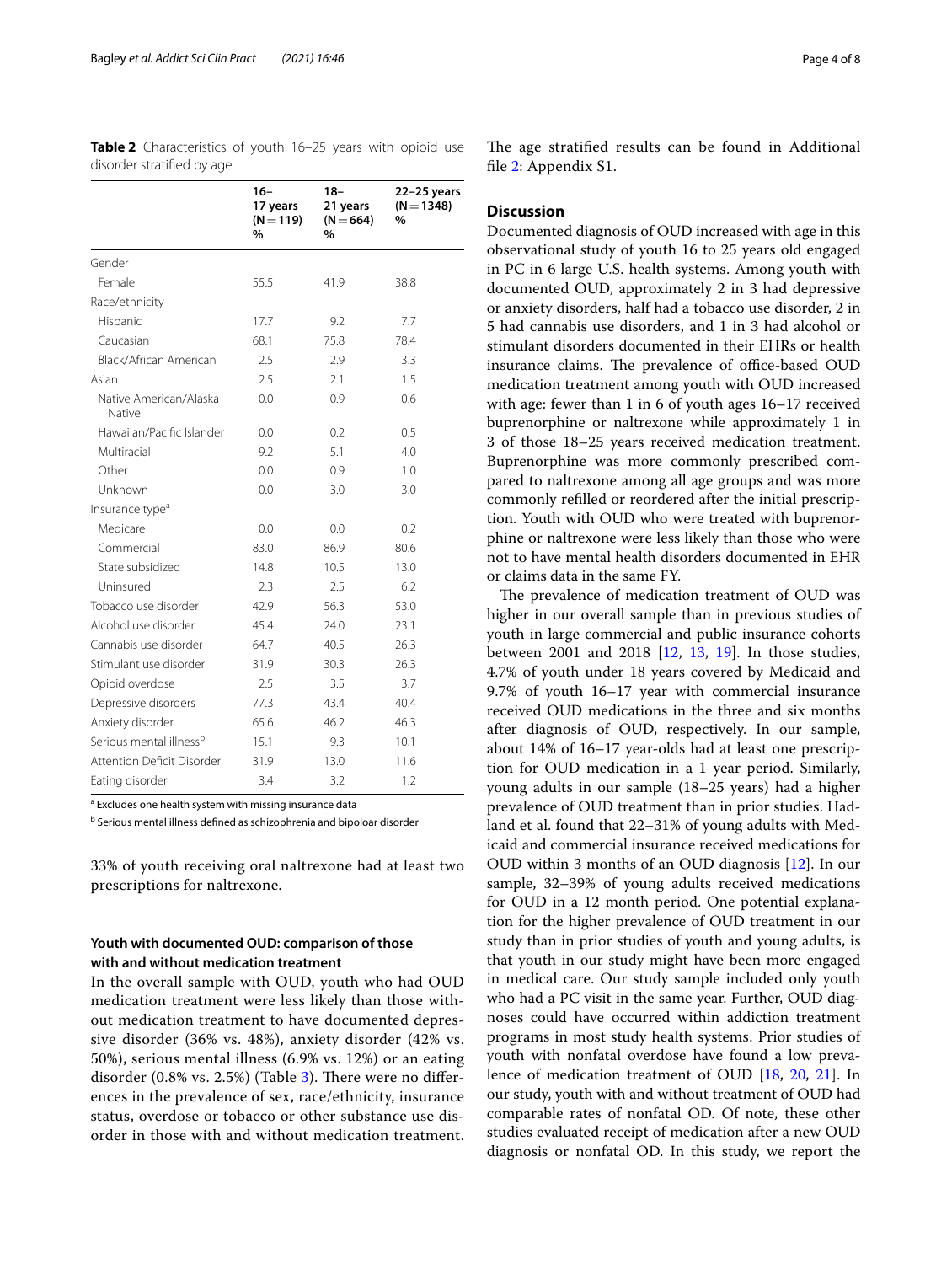**Table 2** Characteristics of youth 16–25 years with opioid use disorder stratified by age

| | 16–17 years (N = 119) % | 18–21 years (N = 664) % | 22–25 years (N = 1348) % |
|---|---|---|---|
| Gender | | | |
| Female | 55.5 | 41.9 | 38.8 |
| Race/ethnicity | | | |
| Hispanic | 17.7 | 9.2 | 7.7 |
| Caucasian | 68.1 | 75.8 | 78.4 |
| Black/African American | 2.5 | 2.9 | 3.3 |
| Asian | 2.5 | 2.1 | 1.5 |
| Native American/Alaska Native | 0.0 | 0.9 | 0.6 |
| Hawaiian/Pacific Islander | 0.0 | 0.2 | 0.5 |
| Multiracial | 9.2 | 5.1 | 4.0 |
| Other | 0.0 | 0.9 | 1.0 |
| Unknown | 0.0 | 3.0 | 3.0 |
| Insurance type[a] | | | |
| Medicare | 0.0 | 0.0 | 0.2 |
| Commercial | 83.0 | 86.9 | 80.6 |
| State subsidized | 14.8 | 10.5 | 13.0 |
| Uninsured | 2.3 | 2.5 | 6.2 |
| Tobacco use disorder | 42.9 | 56.3 | 53.0 |
| Alcohol use disorder | 45.4 | 24.0 | 23.1 |
| Cannabis use disorder | 64.7 | 40.5 | 26.3 |
| Stimulant use disorder | 31.9 | 30.3 | 26.3 |
| Opioid overdose | 2.5 | 3.5 | 3.7 |
| Depressive disorders | 77.3 | 43.4 | 40.4 |
| Anxiety disorder | 65.6 | 46.2 | 46.3 |
| Serious mental illness[b] | 15.1 | 9.3 | 10.1 |
| Attention Deficit Disorder | 31.9 | 13.0 | 11.6 |
| Eating disorder | 3.4 | 3.2 | 1.2 |

[a] Excludes one health system with missing insurance data

[b] Serious mental illness defined as schizophrenia and bipoloar disorder

33% of youth receiving oral naltrexone had at least two prescriptions for naltrexone.

### Youth with documented OUD: comparison of those with and without medication treatment

In the overall sample with OUD, youth who had OUD medication treatment were less likely than those without medication treatment to have documented depressive disorder (36% vs. 48%), anxiety disorder (42% vs. 50%), serious mental illness (6.9% vs. 12%) or an eating disorder (0.8% vs. 2.5%) (Table 3). There were no differences in the prevalence of sex, race/ethnicity, insurance status, overdose or tobacco or other substance use disorder in those with and without medication treatment. The age stratified results can be found in Additional file 2: Appendix S1.

## Discussion

Documented diagnosis of OUD increased with age in this observational study of youth 16 to 25 years old engaged in PC in 6 large U.S. health systems. Among youth with documented OUD, approximately 2 in 3 had depressive or anxiety disorders, half had a tobacco use disorder, 2 in 5 had cannabis use disorders, and 1 in 3 had alcohol or stimulant disorders documented in their EHRs or health insurance claims. The prevalence of office-based OUD medication treatment among youth with OUD increased with age: fewer than 1 in 6 of youth ages 16–17 received buprenorphine or naltrexone while approximately 1 in 3 of those 18–25 years received medication treatment. Buprenorphine was more commonly prescribed compared to naltrexone among all age groups and was more commonly refilled or reordered after the initial prescription. Youth with OUD who were treated with buprenorphine or naltrexone were less likely than those who were not to have mental health disorders documented in EHR or claims data in the same FY.

The prevalence of medication treatment of OUD was higher in our overall sample than in previous studies of youth in large commercial and public insurance cohorts between 2001 and 2018 [12, 13, 19]. In those studies, 4.7% of youth under 18 years covered by Medicaid and 9.7% of youth 16–17 year with commercial insurance received OUD medications in the three and six months after diagnosis of OUD, respectively. In our sample, about 14% of 16–17 year-olds had at least one prescription for OUD medication in a 1 year period. Similarly, young adults in our sample (18–25 years) had a higher prevalence of OUD treatment than in prior studies. Hadland et al. found that 22–31% of young adults with Medicaid and commercial insurance received medications for OUD within 3 months of an OUD diagnosis [12]. In our sample, 32–39% of young adults received medications for OUD in a 12 month period. One potential explanation for the higher prevalence of OUD treatment in our study than in prior studies of youth and young adults, is that youth in our study might have been more engaged in medical care. Our study sample included only youth who had a PC visit in the same year. Further, OUD diagnoses could have occurred within addiction treatment programs in most study health systems. Prior studies of youth with nonfatal overdose have found a low prevalence of medication treatment of OUD [18, 20, 21]. In our study, youth with and without treatment of OUD had comparable rates of nonfatal OD. Of note, these other studies evaluated receipt of medication after a new OUD diagnosis or nonfatal OD. In this study, we report the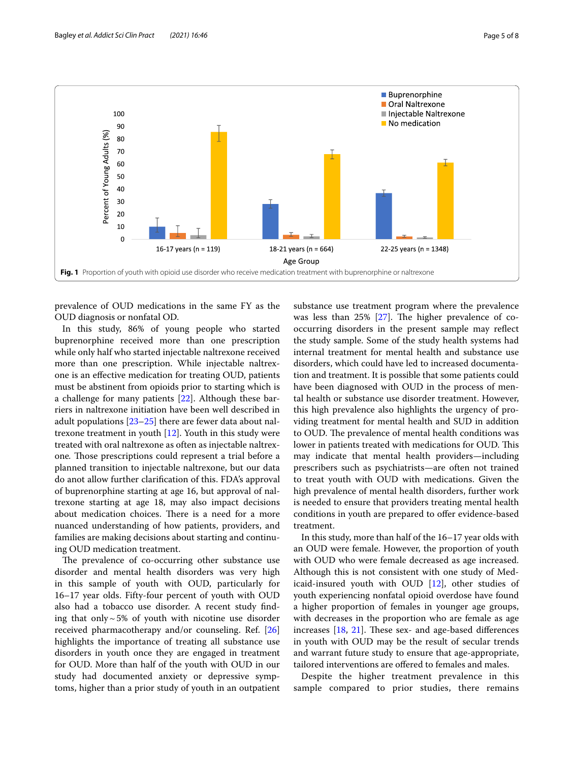Buprenorphine
Oral Naltrexone
Injectable Naltrexone
No medication

Percent of Young Adults (%)

100
90
80
70
60
50
40
30
20
10
0

16-17 years (n = 119)
18-21 years (n = 664)
22-25 years (n = 1348)

Age Group

**Fig. 1** Proportion of youth with opioid use disorder who receive medication treatment with buprenorphine or naltrexone

prevalence of OUD medications in the same FY as the OUD diagnosis or nonfatal OD.

In this study, 86% of young people who started buprenorphine received more than one prescription while only half who started injectable naltrexone received more than one prescription. While injectable naltrexone is an effective medication for treating OUD, patients must be abstinent from opioids prior to starting which is a challenge for many patients [22]. Although these barriers in naltrexone initiation have been well described in adult populations [23–25] there are fewer data about naltrexone treatment in youth [12]. Youth in this study were treated with oral naltrexone as often as injectable naltrexone. Those prescriptions could represent a trial before a planned transition to injectable naltrexone, but our data do anot allow further clarification of this. FDA's approval of buprenorphine starting at age 16, but approval of naltrexone starting at age 18, may also impact decisions about medication choices. There is a need for a more nuanced understanding of how patients, providers, and families are making decisions about starting and continuing OUD medication treatment.

The prevalence of co-occurring other substance use disorder and mental health disorders was very high in this sample of youth with OUD, particularly for 16–17 year olds. Fifty-four percent of youth with OUD also had a tobacco use disorder. A recent study finding that only ~ 5% of youth with nicotine use disorder received pharmacotherapy and/or counseling. Ref. [26] highlights the importance of treating all substance use disorders in youth once they are engaged in treatment for OUD. More than half of the youth with OUD in our study had documented anxiety or depressive symptoms, higher than a prior study of youth in an outpatient substance use treatment program where the prevalence was less than 25% [27]. The higher prevalence of co-occurring disorders in the present sample may reflect the study sample. Some of the study health systems had internal treatment for mental health and substance use disorders, which could have led to increased documentation and treatment. It is possible that some patients could have been diagnosed with OUD in the process of mental health or substance use disorder treatment. However, this high prevalence also highlights the urgency of providing treatment for mental health and SUD in addition to OUD. The prevalence of mental health conditions was lower in patients treated with medications for OUD. This may indicate that mental health providers—including prescribers such as psychiatrists—are often not trained to treat youth with OUD with medications. Given the high prevalence of mental health disorders, further work is needed to ensure that providers treating mental health conditions in youth are prepared to offer evidence-based treatment.

In this study, more than half of the 16–17 year olds with an OUD were female. However, the proportion of youth with OUD who were female decreased as age increased. Although this is not consistent with one study of Medicaid-insured youth with OUD [12], other studies of youth experiencing nonfatal opioid overdose have found a higher proportion of females in younger age groups, with decreases in the proportion who are female as age increases [18, 21]. These sex- and age-based differences in youth with OUD may be the result of secular trends and warrant future study to ensure that age-appropriate, tailored interventions are offered to females and males.

Despite the higher treatment prevalence in this sample compared to prior studies, there remains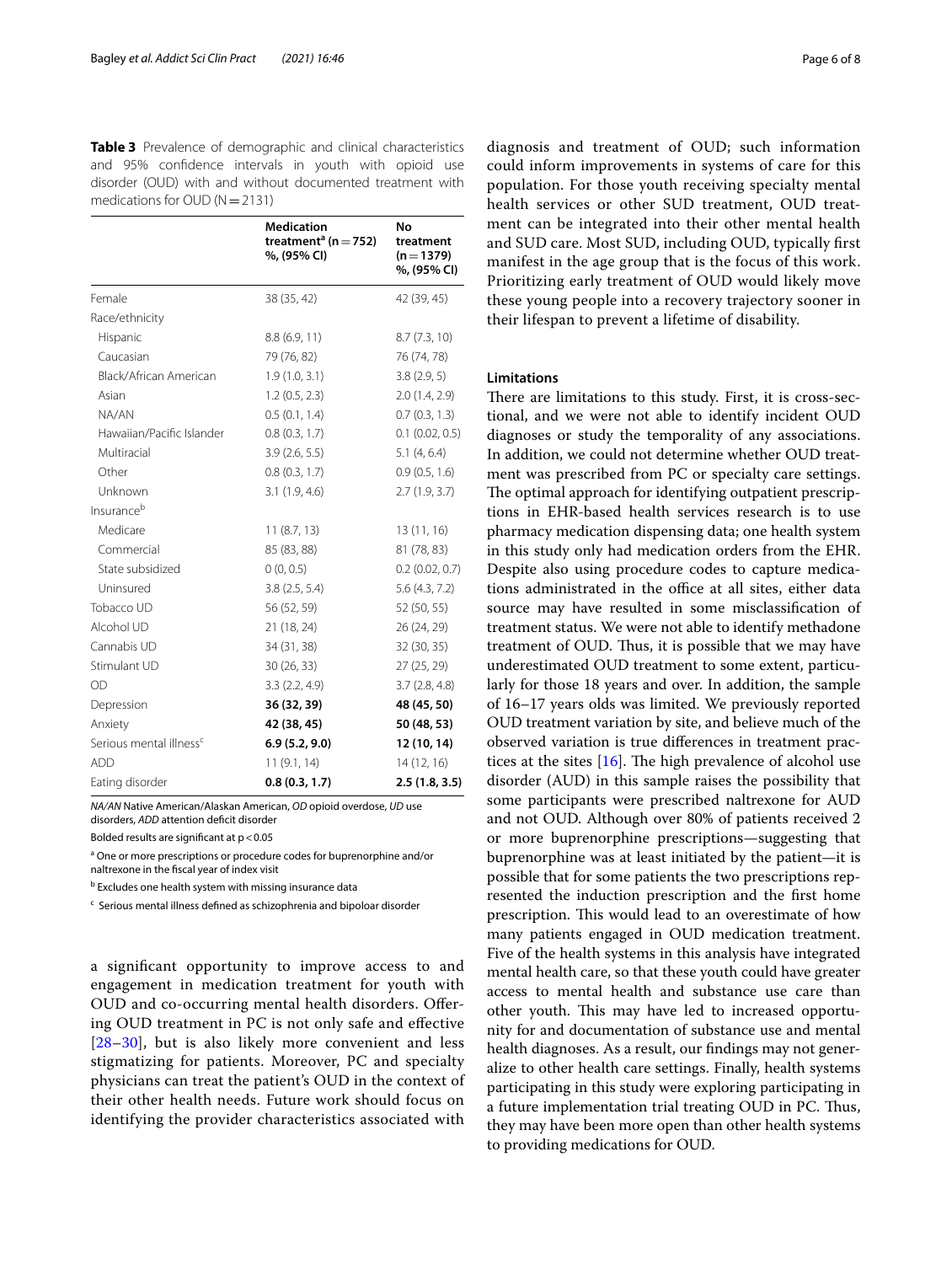**Table 3** Prevalence of demographic and clinical characteristics and 95% confidence intervals in youth with opioid use disorder (OUD) with and without documented treatment with medications for OUD (N = 2131)

| | Medication treatment[a] (n = 752) %, (95% CI) | No treatment (n = 1379) %, (95% CI) |
|---|---|---|
| Female | 38 (35, 42) | 42 (39, 45) |
| Race/ethnicity | | |
| Hispanic | 8.8 (6.9, 11) | 8.7 (7.3, 10) |
| Caucasian | 79 (76, 82) | 76 (74, 78) |
| Black/African American | 1.9 (1.0, 3.1) | 3.8 (2.9, 5) |
| Asian | 1.2 (0.5, 2.3) | 2.0 (1.4, 2.9) |
| NA/AN | 0.5 (0.1, 1.4) | 0.7 (0.3, 1.3) |
| Hawaiian/Pacific Islander | 0.8 (0.3, 1.7) | 0.1 (0.02, 0.5) |
| Multiracial | 3.9 (2.6, 5.5) | 5.1 (4, 6.4) |
| Other | 0.8 (0.3, 1.7) | 0.9 (0.5, 1.6) |
| Unknown | 3.1 (1.9, 4.6) | 2.7 (1.9, 3.7) |
| Insurance[b] | | |
| Medicare | 11 (8.7, 13) | 13 (11, 16) |
| Commercial | 85 (83, 88) | 81 (78, 83) |
| State subsidized | 0 (0, 0.5) | 0.2 (0.02, 0.7) |
| Uninsured | 3.8 (2.5, 5.4) | 5.6 (4.3, 7.2) |
| Tobacco UD | 56 (52, 59) | 52 (50, 55) |
| Alcohol UD | 21 (18, 24) | 26 (24, 29) |
| Cannabis UD | 34 (31, 38) | 32 (30, 35) |
| Stimulant UD | 30 (26, 33) | 27 (25, 29) |
| OD | 3.3 (2.2, 4.9) | 3.7 (2.8, 4.8) |
| Depression | **36 (32, 39)** | **48 (45, 50)** |
| Anxiety | **42 (38, 45)** | **50 (48, 53)** |
| Serious mental illness[c] | **6.9 (5.2, 9.0)** | **12 (10, 14)** |
| ADD | 11 (9.1, 14) | 14 (12, 16) |
| Eating disorder | **0.8 (0.3, 1.7)** | **2.5 (1.8, 3.5)** |

*NA/AN* Native American/Alaskan American, *OD* opioid overdose, *UD* use disorders, *ADD* attention deficit disorder

Bolded results are significant at p < 0.05

[a] One or more prescriptions or procedure codes for buprenorphine and/or naltrexone in the fiscal year of index visit

[b] Excludes one health system with missing insurance data

[c] Serious mental illness defined as schizophrenia and bipoloar disorder

a significant opportunity to improve access to and engagement in medication treatment for youth with OUD and co-occurring mental health disorders. Offering OUD treatment in PC is not only safe and effective [28–30], but is also likely more convenient and less stigmatizing for patients. Moreover, PC and specialty physicians can treat the patient's OUD in the context of their other health needs. Future work should focus on identifying the provider characteristics associated with diagnosis and treatment of OUD; such information could inform improvements in systems of care for this population. For those youth receiving specialty mental health services or other SUD treatment, OUD treatment can be integrated into their other mental health and SUD care. Most SUD, including OUD, typically first manifest in the age group that is the focus of this work. Prioritizing early treatment of OUD would likely move these young people into a recovery trajectory sooner in their lifespan to prevent a lifetime of disability.

### Limitations

There are limitations to this study. First, it is cross-sectional, and we were not able to identify incident OUD diagnoses or study the temporality of any associations. In addition, we could not determine whether OUD treatment was prescribed from PC or specialty care settings. The optimal approach for identifying outpatient prescriptions in EHR-based health services research is to use pharmacy medication dispensing data; one health system in this study only had medication orders from the EHR. Despite also using procedure codes to capture medications administrated in the office at all sites, either data source may have resulted in some misclassification of treatment status. We were not able to identify methadone treatment of OUD. Thus, it is possible that we may have underestimated OUD treatment to some extent, particularly for those 18 years and over. In addition, the sample of 16–17 years olds was limited. We previously reported OUD treatment variation by site, and believe much of the observed variation is true differences in treatment practices at the sites [16]. The high prevalence of alcohol use disorder (AUD) in this sample raises the possibility that some participants were prescribed naltrexone for AUD and not OUD. Although over 80% of patients received 2 or more buprenorphine prescriptions—suggesting that buprenorphine was at least initiated by the patient—it is possible that for some patients the two prescriptions represented the induction prescription and the first home prescription. This would lead to an overestimate of how many patients engaged in OUD medication treatment. Five of the health systems in this analysis have integrated mental health care, so that these youth could have greater access to mental health and substance use care than other youth. This may have led to increased opportunity for and documentation of substance use and mental health diagnoses. As a result, our findings may not generalize to other health care settings. Finally, health systems participating in this study were exploring participating in a future implementation trial treating OUD in PC. Thus, they may have been more open than other health systems to providing medications for OUD.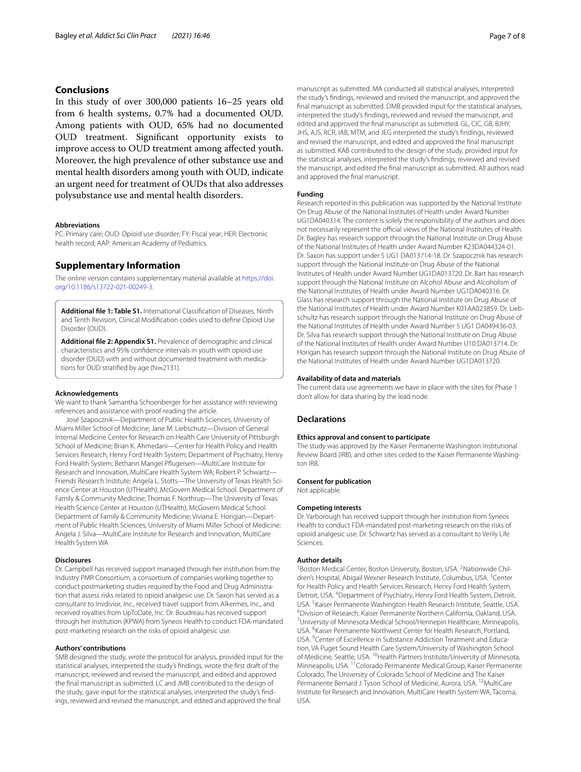## Conclusions

In this study of over 300,000 patients 16–25 years old from 6 health systems, 0.7% had a documented OUD. Among patients with OUD, 65% had no documented OUD treatment. Significant opportunity exists to improve access to OUD treatment among affected youth. Moreover, the high prevalence of other substance use and mental health disorders among youth with OUD, indicate an urgent need for treatment of OUDs that also addresses polysubstance use and mental health disorders.

#### Abbreviations

PC: Primary care; OUD: Opioid use disorder; FY: Fiscal year; HER: Electronic health record; AAP: American Academy of Pediatrics.

## Supplementary Information

The online version contains supplementary material available at https://doi.org/10.1186/s13722-021-00249-3.

**Additional file 1: Table S1.** International Classification of Diseases, Ninth and Tenth Revision, Clinical Modification codes used to define Opioid Use Disorder (OUD).

**Additional file 2: Appendix S1.** Prevalence of demographic and clinical characteristics and 95% confidence intervals in youth with opioid use disorder (OUD) with and without documented treatment with medications for OUD stratified by age (N=2131).

#### Acknowledgements

We want to thank Samantha Schoenberger for her assistance with reviewing references and assistance with proof-reading the article.

José Szapocznik—Department of Public Health Sciences, University of Miami Miller School of Medicine; Jane M. Liebschutz—Division of General Internal Medicine Center for Research on Health Care University of Pittsburgh School of Medicine; Brian K. Ahmedani—Center for Health Policy and Health Services Research, Henry Ford Health System; Department of Psychiatry, Henry Ford Health System; Bethann Mangel Pflugeisen—MultiCare Institute for Research and Innovation, MultiCare Health System WA; Robert P. Schwartz—Friends Research Institute; Angela L. Stotts—The University of Texas Health Science Center at Houston (UTHealth), McGovern Medical School. Department of Family & Community Medicine; Thomas F. Northrup—The University of Texas Health Science Center at Houston (UTHealth), McGovern Medical School. Department of Family & Community Medicine; Viviana E. Horigian—Department of Public Health Sciences, University of Miami Miller School of Medicine; Angela J. Silva—MultiCare Institute for Research and Innovation, MultiCare Health System WA

#### Disclosures

Dr. Campbell has received support managed through her institution from the Industry PMR Consortium, a consortium of companies working together to conduct postmarketing studies required by the Food and Drug Administration that assess risks related to opioid analgesic use. Dr. Saxon has served as a consultant to Invdivior, Inc., received travel support from Alkermes, Inc., and received royalties from UpToDate, Inc. Dr. Boudreau has received support through her institution (KPWA) from Syneos Health to conduct FDA-mandated post-marketing research on the risks of opioid analgesic use.

#### Authors' contributions

SMB designed the study, wrote the protocol for analysis, provided input for the statistical analyses, interpreted the study's findings, wrote the first draft of the manuscript, reviewed and revised the manuscript, and edited and approved the final manuscript as submitted. LC and JMB contributed to the design of the study, gave input for the statistical analyses, interpreted the study's findings, reviewed and revised the manuscript, and edited and approved the final manuscript as submitted. MA conducted all statistical analyses, interpreted the study's findings, reviewed and revised the manuscript, and approved the final manuscript as submitted. DMB provided input for the statistical analyses, interpreted the study's findings, reviewed and revised the manuscript, and edited and approved the final manuscript as submitted. GL, CIC, GB, BJHY, JHS, AJS, RCR, IAB, MTM, and JEG interpreted the study's findings, reviewed and revised the manuscript, and edited and approved the final manuscript as submitted. KAB contributed to the design of the study, provided input for the statistical analyses, interpreted the study's findings, reviewed and revised the manuscript, and edited the final manuscript as submitted. All authors read and approved the final manuscript.

#### Funding

Research reported in this publication was supported by the National Institute On Drug Abuse of the National Institutes of Health under Award Number UG1DA040314. The content is solely the responsibility of the authors and does not necessarily represent the official views of the National Institutes of Health. Dr. Bagley has research support through the National Institute on Drug Abuse of the National Institutes of Health under Award Number K23DA044324-01. Dr. Saxon has support under 5 UG1 DA013714-18. Dr. Szapocznik has research support through the National Institute on Drug Abuse of the National Institutes of Health under Award Number UG1DA013720. Dr. Bart has research support through the National Institute on Alcohol Abuse and Alcoholism of the National Institutes of Health under Award Number UG1DA040316. Dr. Glass has research support through the National Institute on Drug Abuse of the National Institutes of Health under Award Number K01AA023859. Dr. Liebschultz has research support through the National Institute on Drug Abuse of the National Institutes of Health under Award Number 5 UG1 DA049436-03. Dr. Silva has research support through the National Institute on Drug Abuse of the National Institutes of Health under Award Number U10 DA013714. Dr. Horigan has research support through the National Institute on Drug Abuse of the National Institutes of Health under Award Number UG1DA013720.

#### Availability of data and materials

The current data use agreements we have in place with the sites for Phase 1 don't allow for data sharing by the lead node.

## Declarations

#### Ethics approval and consent to participate

The study was approved by the Kaiser Permanente Washington Institutional Review Board (IRB), and other sites ceded to the Kaiser Permanente Washington IRB.

#### Consent for publication

Not applicable.

#### Competing interests

Dr. Yarborough has received support through her institution from Syneos Health to conduct FDA-mandated post-marketing research on the risks of opioid analgesic use. Dr. Schwartz has served as a consultant to Verily Life Sciences.

#### Author details

[1]Boston Medical Center, Boston University, Boston, USA. [2]Nationwide Children's Hospital, Abigail Wexner Research Institute, Columbus, USA. [3]Center for Health Policy and Health Services Research, Henry Ford Health System, Detroit, USA. [4]Department of Psychiatry, Henry Ford Health System, Detroit, USA. [5]Kaiser Permanente Washington Health Research Institute, Seattle, USA. [6]Division of Research, Kaiser Permanente Northern California, Oakland, USA. [7]University of Minnesota Medical School/Hennepin Healthcare, Minneapolis, USA. [8]Kaiser Permanente Northwest Center for Health Research, Portland, USA. [9]Center of Excellence in Substance Addiction Treatment and Education, VA Puget Sound Health Care System/University of Washington School of Medicine, Seattle, USA. [10]Health Partners Institute/University of Minnesota, Minneapolis, USA. [11]Colorado Permanente Medical Group, Kaiser Permanente Colorado, The University of Colorado School of Medicine and The Kaiser Permanente Bernard J. Tyson School of Medicine, Aurora, USA. [12]MultiCare Institute for Research and Innovation, MultiCare Health System WA, Tacoma, USA.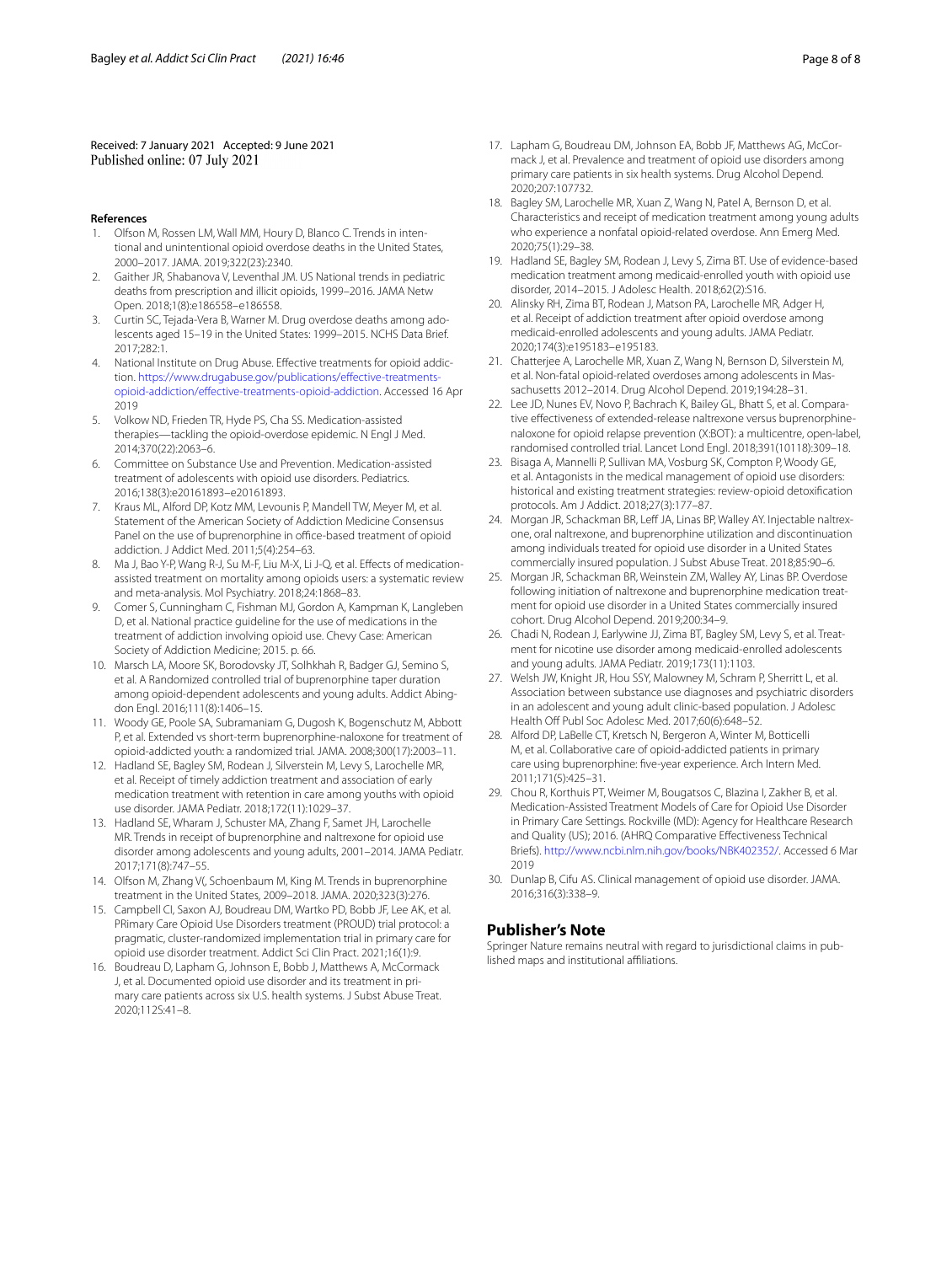Received: 7 January 2021 Accepted: 9 June 2021
Published online: 07 July 2021

#### References

1. Olfson M, Rossen LM, Wall MM, Houry D, Blanco C. Trends in intentional and unintentional opioid overdose deaths in the United States, 2000–2017. JAMA. 2019;322(23):2340.
2. Gaither JR, Shabanova V, Leventhal JM. US National trends in pediatric deaths from prescription and illicit opioids, 1999–2016. JAMA Netw Open. 2018;1(8):e186558–e186558.
3. Curtin SC, Tejada-Vera B, Warner M. Drug overdose deaths among adolescents aged 15–19 in the United States: 1999–2015. NCHS Data Brief. 2017;282:1.
4. National Institute on Drug Abuse. Effective treatments for opioid addiction. https://www.drugabuse.gov/publications/effective-treatments-opioid-addiction/effective-treatments-opioid-addiction. Accessed 16 Apr 2019
5. Volkow ND, Frieden TR, Hyde PS, Cha SS. Medication-assisted therapies—tackling the opioid-overdose epidemic. N Engl J Med. 2014;370(22):2063–6.
6. Committee on Substance Use and Prevention. Medication-assisted treatment of adolescents with opioid use disorders. Pediatrics. 2016;138(3):e20161893–e20161893.
7. Kraus ML, Alford DP, Kotz MM, Levounis P, Mandell TW, Meyer M, et al. Statement of the American Society of Addiction Medicine Consensus Panel on the use of buprenorphine in office-based treatment of opioid addiction. J Addict Med. 2011;5(4):254–63.
8. Ma J, Bao Y-P, Wang R-J, Su M-F, Liu M-X, Li J-Q, et al. Effects of medication-assisted treatment on mortality among opioids users: a systematic review and meta-analysis. Mol Psychiatry. 2018;24:1868–83.
9. Comer S, Cunningham C, Fishman MJ, Gordon A, Kampman K, Langleben D, et al. National practice guideline for the use of medications in the treatment of addiction involving opioid use. Chevy Case: American Society of Addiction Medicine; 2015. p. 66.
10. Marsch LA, Moore SK, Borodovsky JT, Solhkhah R, Badger GJ, Semino S, et al. A Randomized controlled trial of buprenorphine taper duration among opioid-dependent adolescents and young adults. Addict Abingdon Engl. 2016;111(8):1406–15.
11. Woody GE, Poole SA, Subramaniam G, Dugosh K, Bogenschutz M, Abbott P, et al. Extended vs short-term buprenorphine-naloxone for treatment of opioid-addicted youth: a randomized trial. JAMA. 2008;300(17):2003–11.
12. Hadland SE, Bagley SM, Rodean J, Silverstein M, Levy S, Larochelle MR, et al. Receipt of timely addiction treatment and association of early medication treatment with retention in care among youths with opioid use disorder. JAMA Pediatr. 2018;172(11):1029–37.
13. Hadland SE, Wharam J, Schuster MA, Zhang F, Samet JH, Larochelle MR. Trends in receipt of buprenorphine and naltrexone for opioid use disorder among adolescents and young adults, 2001–2014. JAMA Pediatr. 2017;171(8):747–55.
14. Olfson M, Zhang V(, Schoenbaum M, King M. Trends in buprenorphine treatment in the United States, 2009–2018. JAMA. 2020;323(3):276.
15. Campbell CI, Saxon AJ, Boudreau DM, Wartko PD, Bobb JF, Lee AK, et al. PRimary Care Opioid Use Disorders treatment (PROUD) trial protocol: a pragmatic, cluster-randomized implementation trial in primary care for opioid use disorder treatment. Addict Sci Clin Pract. 2021;16(1):9.
16. Boudreau D, Lapham G, Johnson E, Bobb J, Matthews A, McCormack J, et al. Documented opioid use disorder and its treatment in primary care patients across six U.S. health systems. J Subst Abuse Treat. 2020;112S:41–8.
17. Lapham G, Boudreau DM, Johnson EA, Bobb JF, Matthews AG, McCormack J, et al. Prevalence and treatment of opioid use disorders among primary care patients in six health systems. Drug Alcohol Depend. 2020;207:107732.
18. Bagley SM, Larochelle MR, Xuan Z, Wang N, Patel A, Bernson D, et al. Characteristics and receipt of medication treatment among young adults who experience a nonfatal opioid-related overdose. Ann Emerg Med. 2020;75(1):29–38.
19. Hadland SE, Bagley SM, Rodean J, Levy S, Zima BT. Use of evidence-based medication treatment among medicaid-enrolled youth with opioid use disorder, 2014–2015. J Adolesc Health. 2018;62(2):S16.
20. Alinsky RH, Zima BT, Rodean J, Matson PA, Larochelle MR, Adger H, et al. Receipt of addiction treatment after opioid overdose among medicaid-enrolled adolescents and young adults. JAMA Pediatr. 2020;174(3):e195183–e195183.
21. Chatterjee A, Larochelle MR, Xuan Z, Wang N, Bernson D, Silverstein M, et al. Non-fatal opioid-related overdoses among adolescents in Massachusetts 2012–2014. Drug Alcohol Depend. 2019;194:28–31.
22. Lee JD, Nunes EV, Novo P, Bachrach K, Bailey GL, Bhatt S, et al. Comparative effectiveness of extended-release naltrexone versus buprenorphine-naloxone for opioid relapse prevention (X:BOT): a multicentre, open-label, randomised controlled trial. Lancet Lond Engl. 2018;391(10118):309–18.
23. Bisaga A, Mannelli P, Sullivan MA, Vosburg SK, Compton P, Woody GE, et al. Antagonists in the medical management of opioid use disorders: historical and existing treatment strategies: review-opioid detoxification protocols. Am J Addict. 2018;27(3):177–87.
24. Morgan JR, Schackman BR, Leff JA, Linas BP, Walley AY. Injectable naltrexone, oral naltrexone, and buprenorphine utilization and discontinuation among individuals treated for opioid use disorder in a United States commercially insured population. J Subst Abuse Treat. 2018;85:90–6.
25. Morgan JR, Schackman BR, Weinstein ZM, Walley AY, Linas BP. Overdose following initiation of naltrexone and buprenorphine medication treatment for opioid use disorder in a United States commercially insured cohort. Drug Alcohol Depend. 2019;200:34–9.
26. Chadi N, Rodean J, Earlywine JJ, Zima BT, Bagley SM, Levy S, et al. Treatment for nicotine use disorder among medicaid-enrolled adolescents and young adults. JAMA Pediatr. 2019;173(11):1103.
27. Welsh JW, Knight JR, Hou SSY, Malowney M, Schram P, Sherritt L, et al. Association between substance use diagnoses and psychiatric disorders in an adolescent and young adult clinic-based population. J Adolesc Health Off Publ Soc Adolesc Med. 2017;60(6):648–52.
28. Alford DP, LaBelle CT, Kretsch N, Bergeron A, Winter M, Botticelli M, et al. Collaborative care of opioid-addicted patients in primary care using buprenorphine: five-year experience. Arch Intern Med. 2011;171(5):425–31.
29. Chou R, Korthuis PT, Weimer M, Bougatsos C, Blazina I, Zakher B, et al. Medication-Assisted Treatment Models of Care for Opioid Use Disorder in Primary Care Settings. Rockville (MD): Agency for Healthcare Research and Quality (US); 2016. (AHRQ Comparative Effectiveness Technical Briefs). http://www.ncbi.nlm.nih.gov/books/NBK402352/. Accessed 6 Mar 2019
30. Dunlap B, Cifu AS. Clinical management of opioid use disorder. JAMA. 2016;316(3):338–9.

## Publisher's Note

Springer Nature remains neutral with regard to jurisdictional claims in published maps and institutional affiliations.